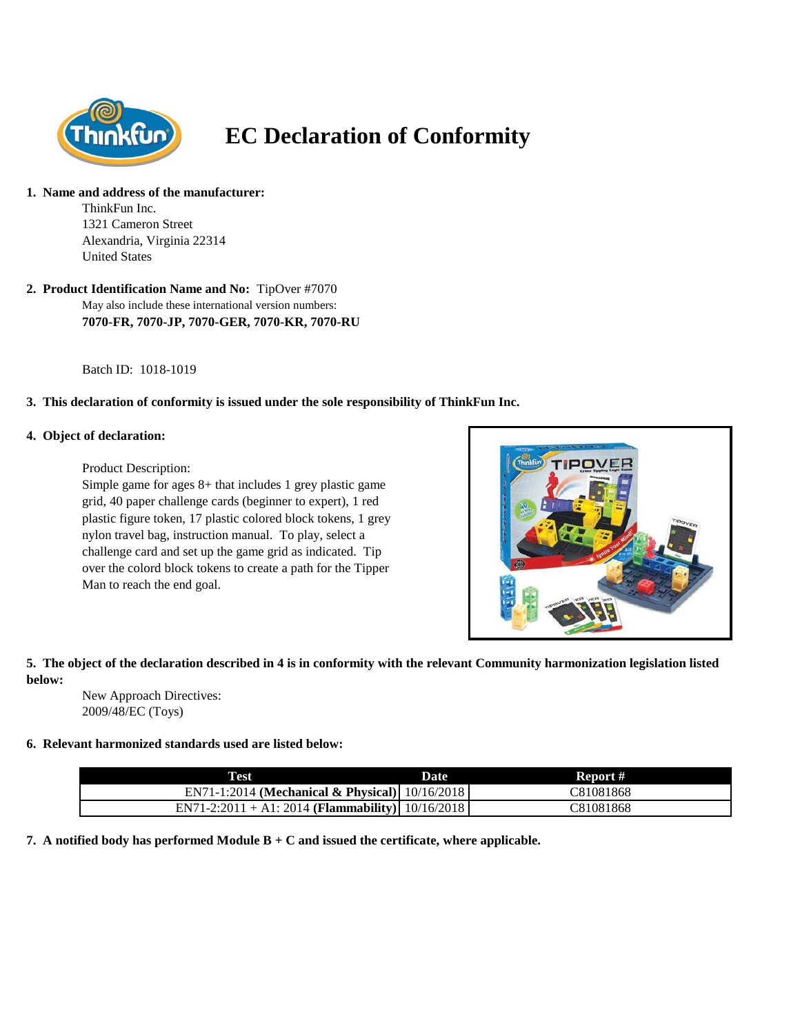# EC Declaration of Conformity

1. **Name and address of the manufacturer:**

   ThinkFun Inc.
   1321 Cameron Street
   Alexandria, Virginia 22314
   United States

2. **Product Identification Name and No:** TipOver #7070

   May also include these international version numbers:
   **7070-FR, 7070-JP, 7070-GER, 7070-KR, 7070-RU**

   Batch ID: 1018-1019

3. **This declaration of conformity is issued under the sole responsibility of ThinkFun Inc.**

4. **Object of declaration:**

   Product Description:
   Simple game for ages 8+ that includes 1 grey plastic game grid, 40 paper challenge cards (beginner to expert), 1 red plastic figure token, 17 plastic colored block tokens, 1 grey nylon travel bag, instruction manual. To play, select a challenge card and set up the game grid as indicated. Tip over the colord block tokens to create a path for the Tipper Man to reach the end goal.

5. **The object of the declaration described in 4 is in conformity with the relevant Community harmonization legislation listed below:**

   New Approach Directives:
   2009/48/EC (Toys)

6. **Relevant harmonized standards used are listed below:**

| Test | Date | Report # |
| --- | --- | --- |
| EN71-1:2014 **(Mechanical & Physical)** | 10/16/2018 | C81081868 |
| EN71-2:2011 + A1: 2014 **(Flammability)** | 10/16/2018 | C81081868 |

7. **A notified body has performed Module B + C and issued the certificate, where applicable.**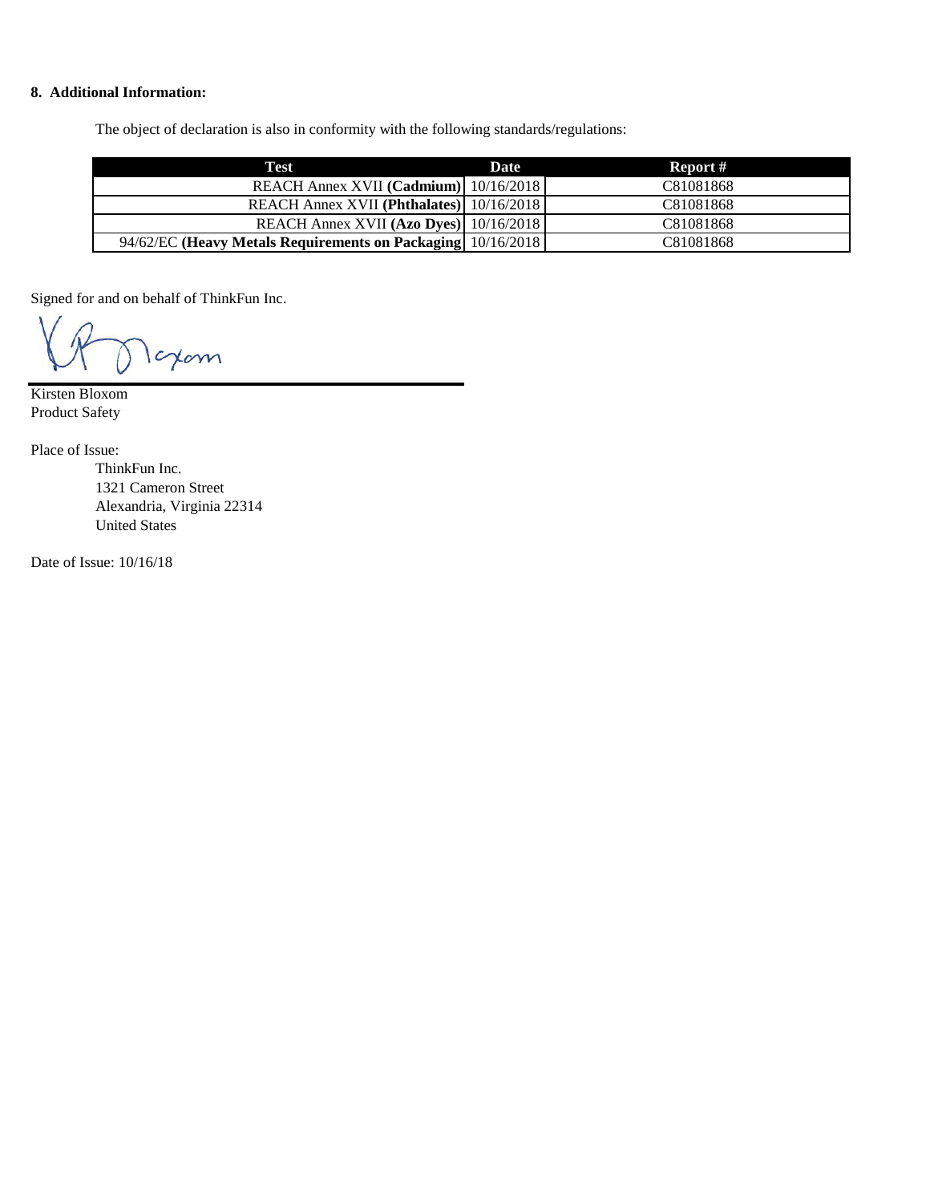**8. Additional Information:**

The object of declaration is also in conformity with the following standards/regulations:

| Test | Date | Report # |
| --- | --- | --- |
| REACH Annex XVII **(Cadmium)** | 10/16/2018 | C81081868 |
| REACH Annex XVII **(Phthalates)** | 10/16/2018 | C81081868 |
| REACH Annex XVII **(Azo Dyes)** | 10/16/2018 | C81081868 |
| 94/62/EC **(Heavy Metals Requirements on Packaging** | 10/16/2018 | C81081868 |

Signed for and on behalf of ThinkFun Inc.

Kirsten Bloxom
Product Safety

Place of Issue:

ThinkFun Inc.
1321 Cameron Street
Alexandria, Virginia 22314
United States

Date of Issue: 10/16/18